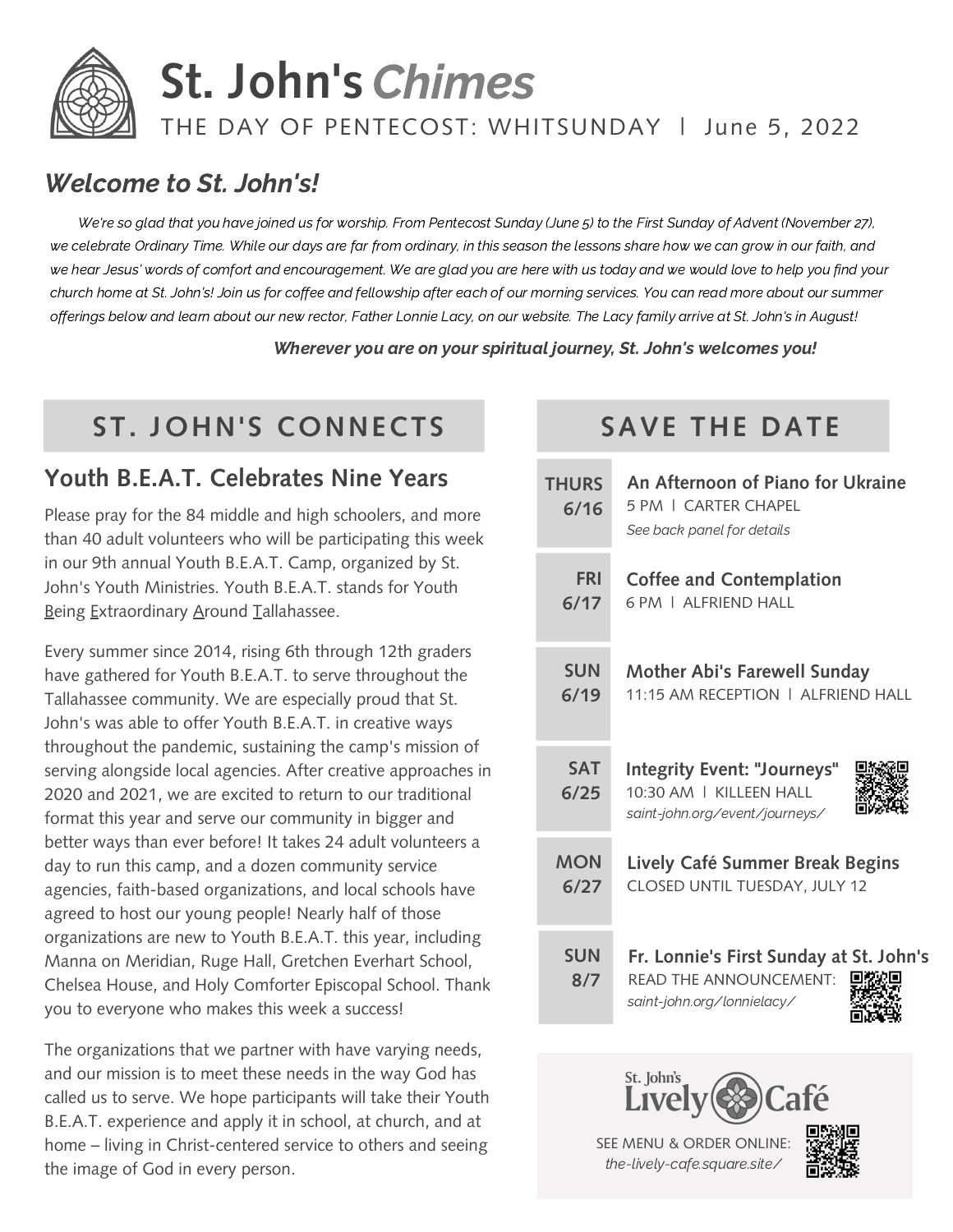# St. John's *Chimes*

THE DAY OF PENTECOST: WHITSUNDAY | June 5, 2022

## *Welcome to St. John's!*

*We're so glad that you have joined us for worship. From Pentecost Sunday (June 5) to the First Sunday of Advent (November 27), we celebrate Ordinary Time. While our days are far from ordinary, in this season the lessons share how we can grow in our faith, and we hear Jesus' words of comfort and encouragement. We are glad you are here with us today and we would love to help you find your church home at St. John's! Join us for coffee and fellowship after each of our morning services. You can read more about our summer offerings below and learn about our new rector, Father Lonnie Lacy, on our website. The Lacy family arrive at St. John's in August!*

***Wherever you are on your spiritual journey, St. John's welcomes you!***

## ST. JOHN'S CONNECTS

### Youth B.E.A.T. Celebrates Nine Years

Please pray for the 84 middle and high schoolers, and more than 40 adult volunteers who will be participating this week in our 9th annual Youth B.E.A.T. Camp, organized by St. John's Youth Ministries. Youth B.E.A.T. stands for Youth Being Extraordinary Around Tallahassee.

Every summer since 2014, rising 6th through 12th graders have gathered for Youth B.E.A.T. to serve throughout the Tallahassee community. We are especially proud that St. John's was able to offer Youth B.E.A.T. in creative ways throughout the pandemic, sustaining the camp's mission of serving alongside local agencies. After creative approaches in 2020 and 2021, we are excited to return to our traditional format this year and serve our community in bigger and better ways than ever before! It takes 24 adult volunteers a day to run this camp, and a dozen community service agencies, faith-based organizations, and local schools have agreed to host our young people! Nearly half of those organizations are new to Youth B.E.A.T. this year, including Manna on Meridian, Ruge Hall, Gretchen Everhart School, Chelsea House, and Holy Comforter Episcopal School. Thank you to everyone who makes this week a success!

The organizations that we partner with have varying needs, and our mission is to meet these needs in the way God has called us to serve. We hope participants will take their Youth B.E.A.T. experience and apply it in school, at church, and at home – living in Christ-centered service to others and seeing the image of God in every person.

## SAVE THE DATE

**THURS 6/16** — **An Afternoon of Piano for Ukraine**
5 PM | CARTER CHAPEL
*See back panel for details*

**FRI 6/17** — **Coffee and Contemplation**
6 PM | ALFRIEND HALL

**SUN 6/19** — **Mother Abi's Farewell Sunday**
11:15 AM RECEPTION | ALFRIEND HALL

**SAT 6/25** — **Integrity Event: "Journeys"**
10:30 AM | KILLEEN HALL
*saint-john.org/event/journeys/*

**MON 6/27** — **Lively Café Summer Break Begins**
CLOSED UNTIL TUESDAY, JULY 12

**SUN 8/7** — **Fr. Lonnie's First Sunday at St. John's**
READ THE ANNOUNCEMENT:
*saint-john.org/lonnielacy/*

St. John's Lively Café

SEE MENU & ORDER ONLINE:
*the-lively-cafe.square.site/*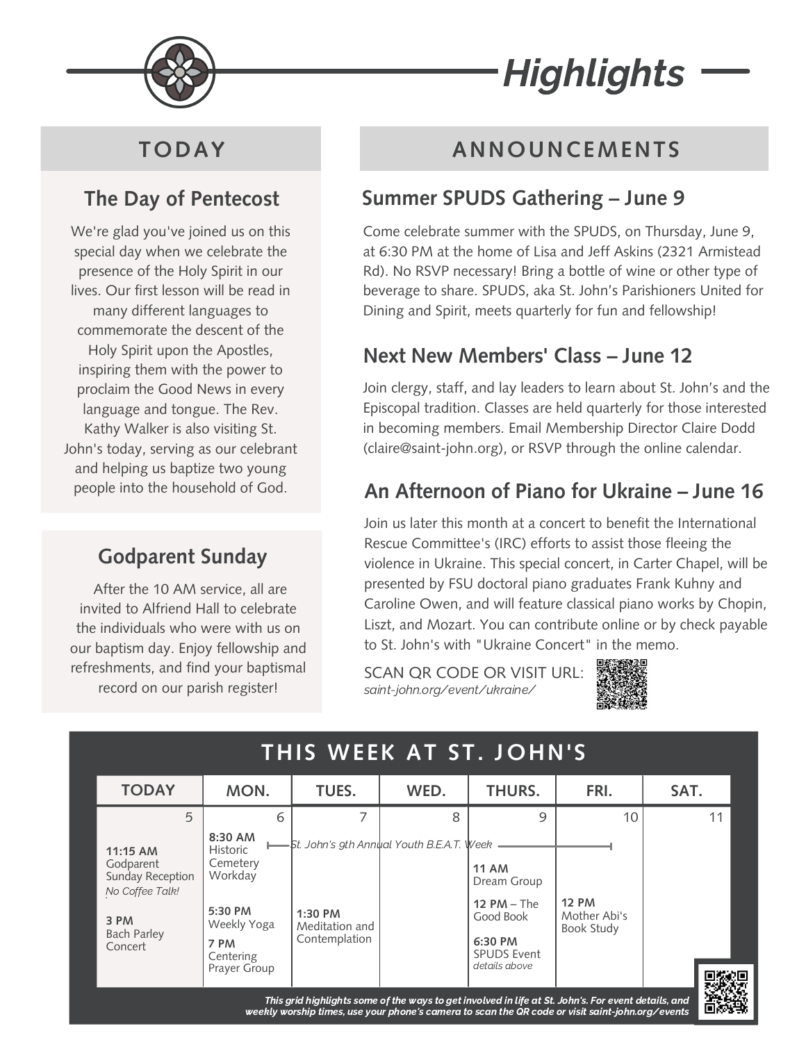# Highlights

## TODAY

### The Day of Pentecost

We're glad you've joined us on this special day when we celebrate the presence of the Holy Spirit in our lives. Our first lesson will be read in many different languages to commemorate the descent of the Holy Spirit upon the Apostles, inspiring them with the power to proclaim the Good News in every language and tongue. The Rev. Kathy Walker is also visiting St. John's today, serving as our celebrant and helping us baptize two young people into the household of God.

### Godparent Sunday

After the 10 AM service, all are invited to Alfriend Hall to celebrate the individuals who were with us on our baptism day. Enjoy fellowship and refreshments, and find your baptismal record on our parish register!

## ANNOUNCEMENTS

### Summer SPUDS Gathering – June 9

Come celebrate summer with the SPUDS, on Thursday, June 9, at 6:30 PM at the home of Lisa and Jeff Askins (2321 Armistead Rd). No RSVP necessary! Bring a bottle of wine or other type of beverage to share. SPUDS, aka St. John's Parishioners United for Dining and Spirit, meets quarterly for fun and fellowship!

### Next New Members' Class – June 12

Join clergy, staff, and lay leaders to learn about St. John's and the Episcopal tradition. Classes are held quarterly for those interested in becoming members. Email Membership Director Claire Dodd (claire@saint-john.org), or RSVP through the online calendar.

### An Afternoon of Piano for Ukraine – June 16

Join us later this month at a concert to benefit the International Rescue Committee's (IRC) efforts to assist those fleeing the violence in Ukraine. This special concert, in Carter Chapel, will be presented by FSU doctoral piano graduates Frank Kuhny and Caroline Owen, and will feature classical piano works by Chopin, Liszt, and Mozart. You can contribute online or by check payable to St. John's with "Ukraine Concert" in the memo.

SCAN QR CODE OR VISIT URL:
*saint-john.org/event/ukraine/*

## THIS WEEK AT ST. JOHN'S

*St. John's 9th Annual Youth B.E.A.T. Week* (Mon. 6 – Fri. 10)

| TODAY | MON. | TUES. | WED. | THURS. | FRI. | SAT. |
|---|---|---|---|---|---|---|
| 5 | 6 | 7 | 8 | 9 | 10 | 11 |
| **11:15 AM** Godparent Sunday Reception *No Coffee Talk!* | **8:30 AM** Historic Cemetery Workday | | | **11 AM** Dream Group | | |
| **3 PM** Bach Parley Concert | **5:30 PM** Weekly Yoga | **1:30 PM** Meditation and Contemplation | | **12 PM** – The Good Book | **12 PM** Mother Abi's Book Study | |
| | **7 PM** Centering Prayer Group | | | **6:30 PM** SPUDS Event *details above* | | |

*This grid highlights some of the ways to get involved in life at St. John's. For event details, and weekly worship times, use your phone's camera to scan the QR code or visit saint-john.org/events*